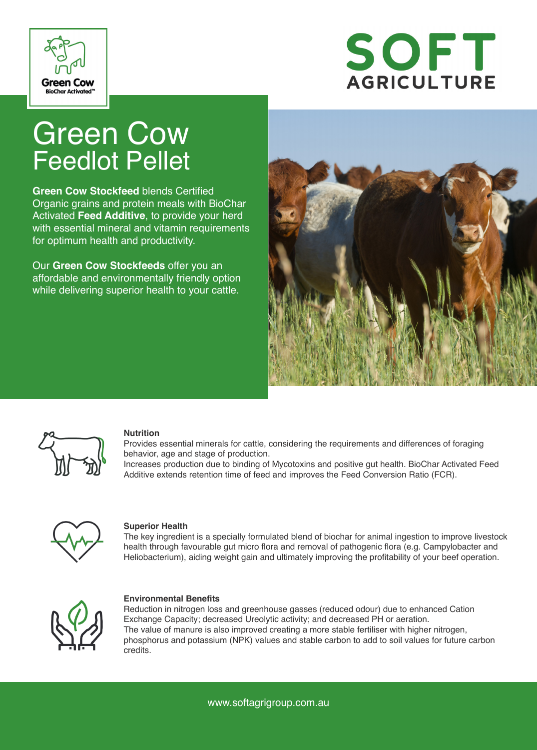Green Cow
BioChar Activated™

SOFT AGRICULTURE

# Green Cow Feedlot Pellet

**Green Cow Stockfeed** blends Certified Organic grains and protein meals with BioChar Activated **Feed Additive**, to provide your herd with essential mineral and vitamin requirements for optimum health and productivity.

Our **Green Cow Stockfeeds** offer you an affordable and environmentally friendly option while delivering superior health to your cattle.

**Nutrition**

Provides essential minerals for cattle, considering the requirements and differences of foraging behavior, age and stage of production.

Increases production due to binding of Mycotoxins and positive gut health. BioChar Activated Feed Additive extends retention time of feed and improves the Feed Conversion Ratio (FCR).

**Superior Health**

The key ingredient is a specially formulated blend of biochar for animal ingestion to improve livestock health through favourable gut micro flora and removal of pathogenic flora (e.g. Campylobacter and Heliobacterium), aiding weight gain and ultimately improving the profitability of your beef operation.

**Environmental Benefits**

Reduction in nitrogen loss and greenhouse gasses (reduced odour) due to enhanced Cation Exchange Capacity; decreased Ureolytic activity; and decreased PH or aeration.

The value of manure is also improved creating a more stable fertiliser with higher nitrogen, phosphorus and potassium (NPK) values and stable carbon to add to soil values for future carbon credits.

www.softagrigroup.com.au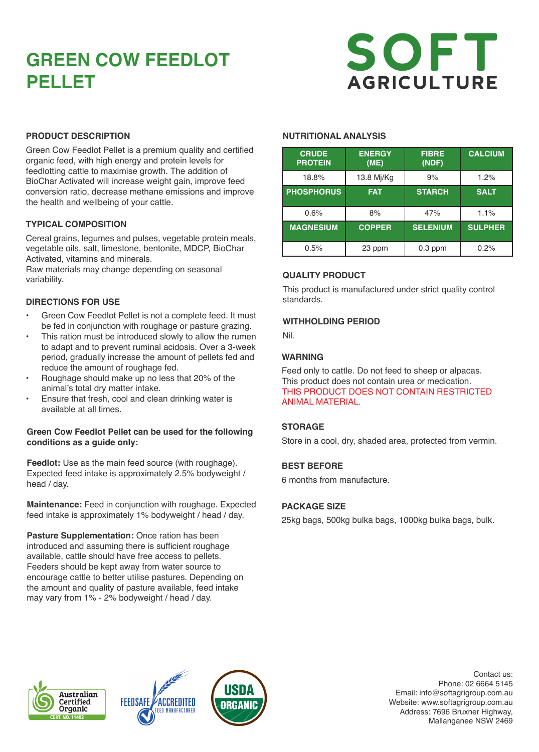# GREEN COW FEEDLOT PELLET

SOFT AGRICULTURE

## PRODUCT DESCRIPTION

Green Cow Feedlot Pellet is a premium quality and certified organic feed, with high energy and protein levels for feedlotting cattle to maximise growth. The addition of BioChar Activated will increase weight gain, improve feed conversion ratio, decrease methane emissions and improve the health and wellbeing of your cattle.

## TYPICAL COMPOSITION

Cereal grains, legumes and pulses, vegetable protein meals, vegetable oils, salt, limestone, bentonite, MDCP, BioChar Activated, vitamins and minerals.
Raw materials may change depending on seasonal variability.

## DIRECTIONS FOR USE

- Green Cow Feedlot Pellet is not a complete feed. It must be fed in conjunction with roughage or pasture grazing.
- This ration must be introduced slowly to allow the rumen to adapt and to prevent ruminal acidosis. Over a 3-week period, gradually increase the amount of pellets fed and reduce the amount of roughage fed.
- Roughage should make up no less that 20% of the animal's total dry matter intake.
- Ensure that fresh, cool and clean drinking water is available at all times.

**Green Cow Feedlot Pellet can be used for the following conditions as a guide only:**

**Feedlot:** Use as the main feed source (with roughage). Expected feed intake is approximately 2.5% bodyweight / head / day.

**Maintenance:** Feed in conjunction with roughage. Expected feed intake is approximately 1% bodyweight / head / day.

**Pasture Supplementation:** Once ration has been introduced and assuming there is sufficient roughage available, cattle should have free access to pellets. Feeders should be kept away from water source to encourage cattle to better utilise pastures. Depending on the amount and quality of pasture available, feed intake may vary from 1% - 2% bodyweight / head / day.

## NUTRITIONAL ANALYSIS

| CRUDE PROTEIN | ENERGY (ME) | FIBRE (NDF) | CALCIUM |
|---|---|---|---|
| 18.8% | 13.8 Mj/Kg | 9% | 1.2% |
| **PHOSPHORUS** | **FAT** | **STARCH** | **SALT** |
| 0.6% | 8% | 47% | 1.1% |
| **MAGNESIUM** | **COPPER** | **SELENIUM** | **SULPHER** |
| 0.5% | 23 ppm | 0.3 ppm | 0.2% |

## QUALITY PRODUCT

This product is manufactured under strict quality control standards.

## WITHHOLDING PERIOD

Nil.

## WARNING

Feed only to cattle. Do not feed to sheep or alpacas.
This product does not contain urea or medication.
THIS PRODUCT DOES NOT CONTAIN RESTRICTED ANIMAL MATERIAL.

## STORAGE

Store in a cool, dry, shaded area, protected from vermin.

## BEST BEFORE

6 months from manufacture.

## PACKAGE SIZE

25kg bags, 500kg bulka bags, 1000kg bulka bags, bulk.

Australian Certified Organic CERT. NO. 11402

FEEDSAFE ACCREDITED FEED MANUFACTURER

USDA ORGANIC

Contact us:
Phone: 02 6664 5145
Email: info@softagrigroup.com.au
Website: www.softagrigroup.com.au
Address: 7696 Bruxner Highway,
Mallanganee NSW 2469